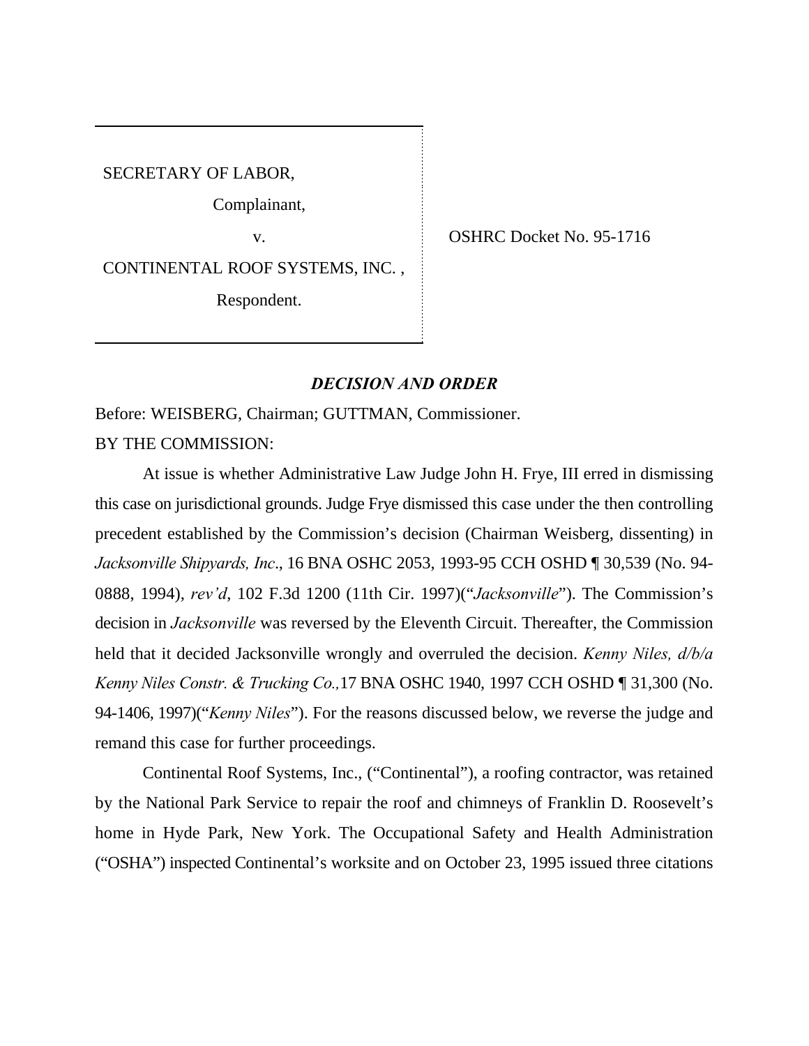SECRETARY OF LABOR,

Complainant,

v.

CONTINENTAL ROOF SYSTEMS, INC. ,

Respondent.

OSHRC Docket No. 95-1716

## *DECISION AND ORDER*

Before: WEISBERG, Chairman; GUTTMAN, Commissioner.

BY THE COMMISSION:

At issue is whether Administrative Law Judge John H. Frye, III erred in dismissing this case on jurisdictional grounds. Judge Frye dismissed this case under the then controlling precedent established by the Commission's decision (Chairman Weisberg, dissenting) in *Jacksonville Shipyards, Inc*., 16 BNA OSHC 2053, 1993-95 CCH OSHD ¶ 30,539 (No. 94-0888, 1994), *rev'd*, 102 F.3d 1200 (11th Cir. 1997)("*Jacksonville*"). The Commission's decision in *Jacksonville* was reversed by the Eleventh Circuit. Thereafter, the Commission held that it decided Jacksonville wrongly and overruled the decision. *Kenny Niles, d/b/a Kenny Niles Constr. & Trucking Co.,*17 BNA OSHC 1940, 1997 CCH OSHD ¶ 31,300 (No. 94-1406, 1997)("*Kenny Niles*"). For the reasons discussed below, we reverse the judge and remand this case for further proceedings.

Continental Roof Systems, Inc., ("Continental"), a roofing contractor, was retained by the National Park Service to repair the roof and chimneys of Franklin D. Roosevelt's home in Hyde Park, New York. The Occupational Safety and Health Administration ("OSHA") inspected Continental's worksite and on October 23, 1995 issued three citations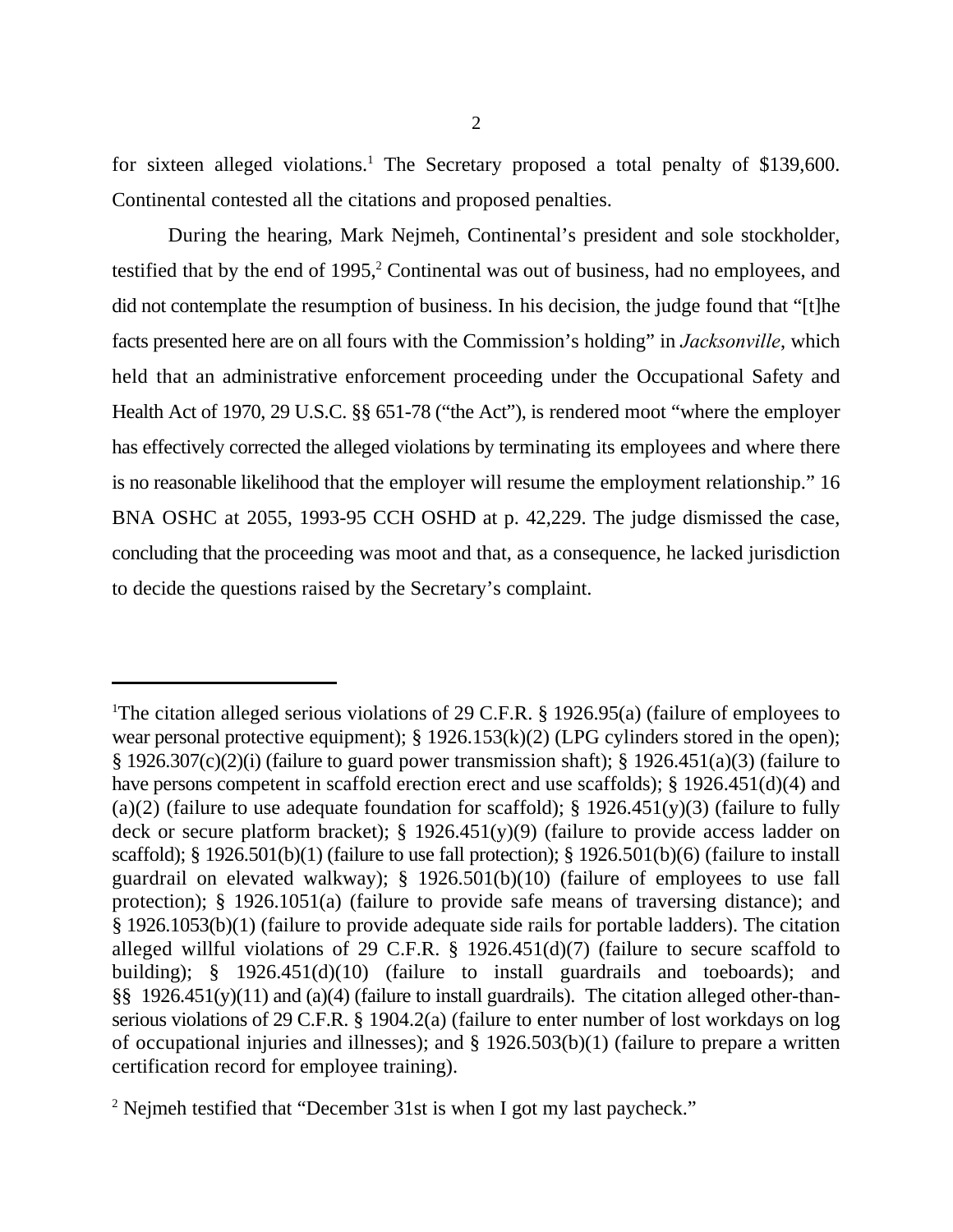for sixteen alleged violations.[1] The Secretary proposed a total penalty of $139,600. Continental contested all the citations and proposed penalties.

During the hearing, Mark Nejmeh, Continental's president and sole stockholder, testified that by the end of 1995,[2] Continental was out of business, had no employees, and did not contemplate the resumption of business. In his decision, the judge found that "[t]he facts presented here are on all fours with the Commission's holding" in *Jacksonville*, which held that an administrative enforcement proceeding under the Occupational Safety and Health Act of 1970, 29 U.S.C. §§ 651-78 ("the Act"), is rendered moot "where the employer has effectively corrected the alleged violations by terminating its employees and where there is no reasonable likelihood that the employer will resume the employment relationship." 16 BNA OSHC at 2055, 1993-95 CCH OSHD at p. 42,229. The judge dismissed the case, concluding that the proceeding was moot and that, as a consequence, he lacked jurisdiction to decide the questions raised by the Secretary's complaint.

---

[1]The citation alleged serious violations of 29 C.F.R. § 1926.95(a) (failure of employees to wear personal protective equipment); § 1926.153(k)(2) (LPG cylinders stored in the open); § 1926.307(c)(2)(i) (failure to guard power transmission shaft); § 1926.451(a)(3) (failure to have persons competent in scaffold erection erect and use scaffolds); § 1926.451(d)(4) and (a)(2) (failure to use adequate foundation for scaffold); § 1926.451(y)(3) (failure to fully deck or secure platform bracket); § 1926.451(y)(9) (failure to provide access ladder on scaffold); § 1926.501(b)(1) (failure to use fall protection); § 1926.501(b)(6) (failure to install guardrail on elevated walkway); § 1926.501(b)(10) (failure of employees to use fall protection); § 1926.1051(a) (failure to provide safe means of traversing distance); and § 1926.1053(b)(1) (failure to provide adequate side rails for portable ladders). The citation alleged willful violations of 29 C.F.R. § 1926.451(d)(7) (failure to secure scaffold to building); § 1926.451(d)(10) (failure to install guardrails and toeboards); and §§ 1926.451(y)(11) and (a)(4) (failure to install guardrails). The citation alleged other-than-serious violations of 29 C.F.R. § 1904.2(a) (failure to enter number of lost workdays on log of occupational injuries and illnesses); and § 1926.503(b)(1) (failure to prepare a written certification record for employee training).

[2] Nejmeh testified that "December 31st is when I got my last paycheck."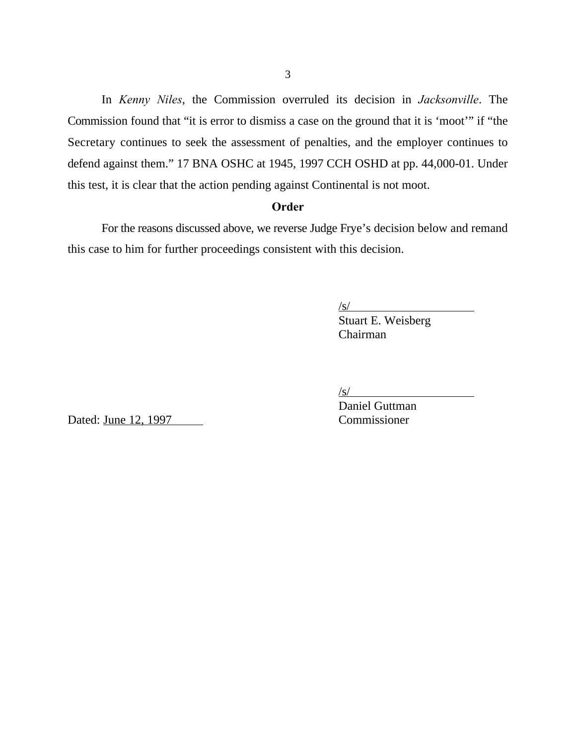In *Kenny Niles*, the Commission overruled its decision in *Jacksonville*. The Commission found that "it is error to dismiss a case on the ground that it is 'moot'" if "the Secretary continues to seek the assessment of penalties, and the employer continues to defend against them." 17 BNA OSHC at 1945, 1997 CCH OSHD at pp. 44,000-01. Under this test, it is clear that the action pending against Continental is not moot.

**Order**

For the reasons discussed above, we reverse Judge Frye's decision below and remand this case to him for further proceedings consistent with this decision.

/s/
Stuart E. Weisberg
Chairman

/s/
Daniel Guttman
Commissioner

Dated: June 12, 1997